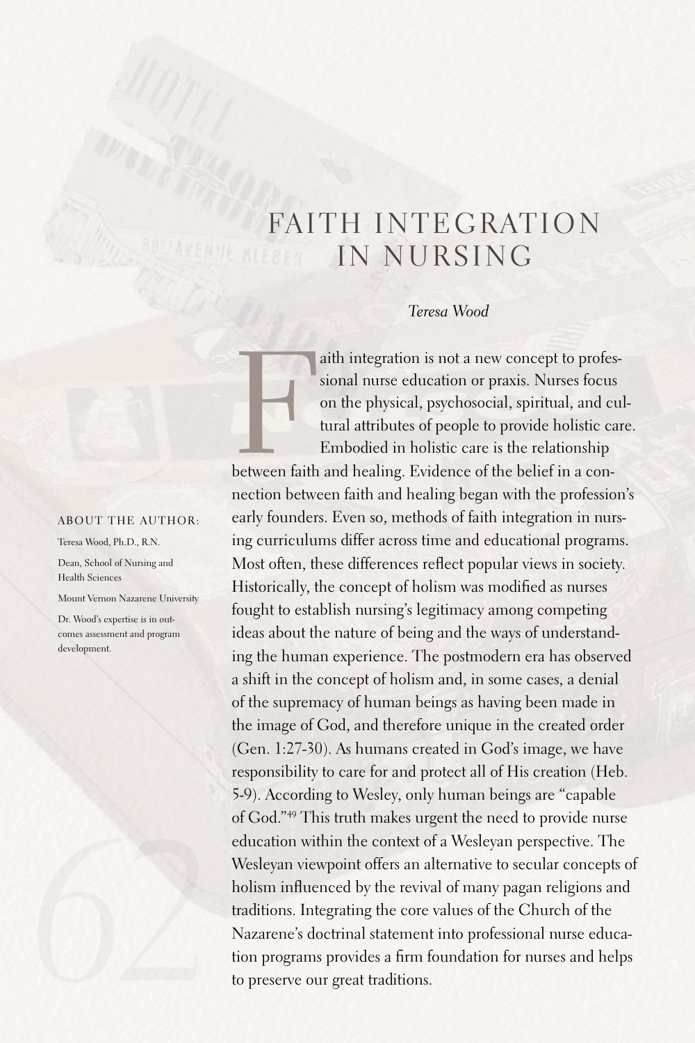# FAITH INTEGRATION IN NURSING

*Teresa Wood*

ABOUT THE AUTHOR:

Teresa Wood, Ph.D., R.N.

Dean, School of Nursing and Health Sciences

Mount Vernon Nazarene University

Dr. Wood's expertise is in outcomes assessment and program development.

Faith integration is not a new concept to professional nurse education or praxis. Nurses focus on the physical, psychosocial, spiritual, and cultural attributes of people to provide holistic care. Embodied in holistic care is the relationship between faith and healing. Evidence of the belief in a connection between faith and healing began with the profession's early founders. Even so, methods of faith integration in nursing curriculums differ across time and educational programs. Most often, these differences reflect popular views in society. Historically, the concept of holism was modified as nurses fought to establish nursing's legitimacy among competing ideas about the nature of being and the ways of understanding the human experience. The postmodern era has observed a shift in the concept of holism and, in some cases, a denial of the supremacy of human beings as having been made in the image of God, and therefore unique in the created order (Gen. 1:27-30). As humans created in God's image, we have responsibility to care for and protect all of His creation (Heb. 5-9). According to Wesley, only human beings are "capable of God."[49] This truth makes urgent the need to provide nurse education within the context of a Wesleyan perspective. The Wesleyan viewpoint offers an alternative to secular concepts of holism influenced by the revival of many pagan religions and traditions. Integrating the core values of the Church of the Nazarene's doctrinal statement into professional nurse education programs provides a firm foundation for nurses and helps to preserve our great traditions.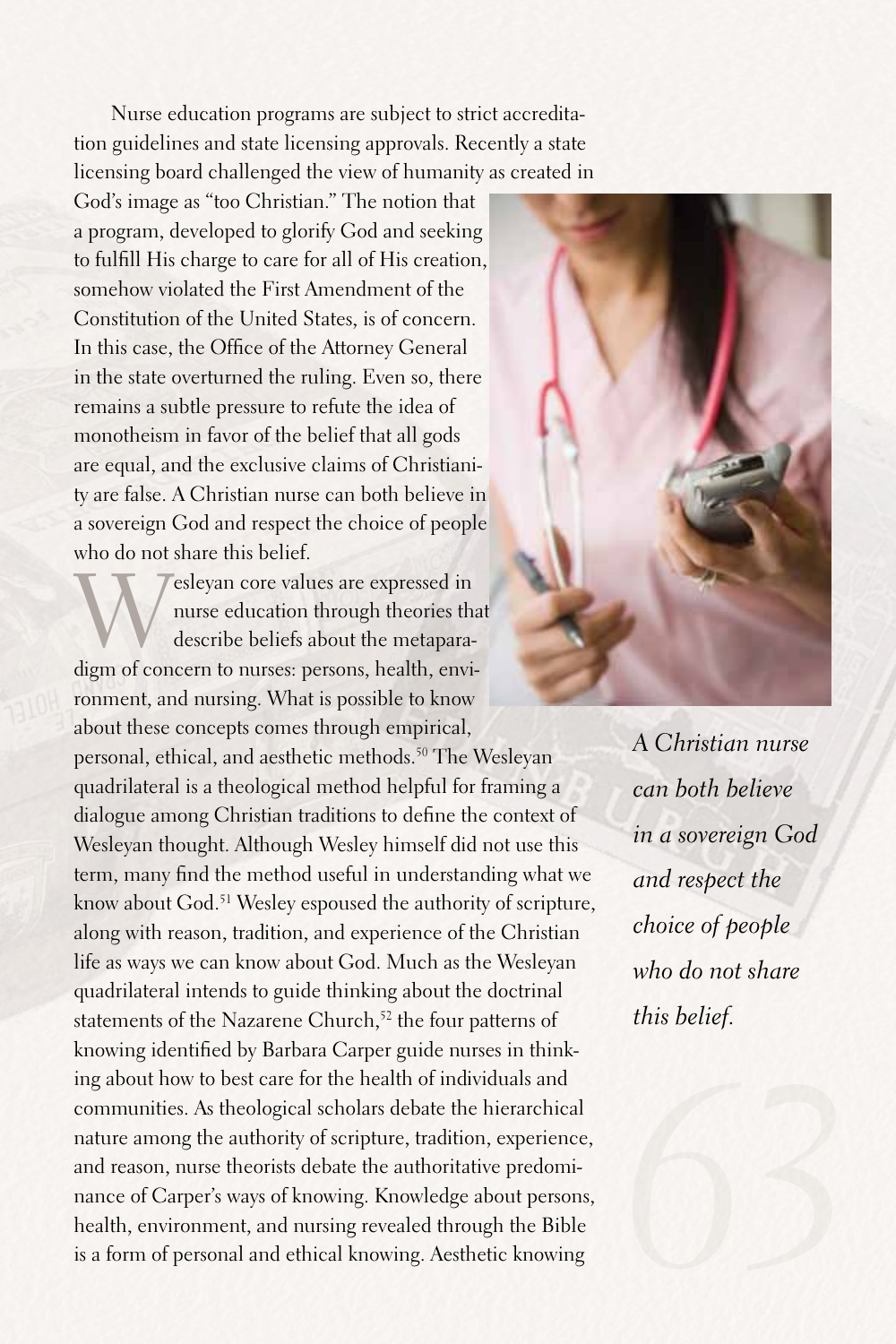Nurse education programs are subject to strict accreditation guidelines and state licensing approvals. Recently a state licensing board challenged the view of humanity as created in God's image as "too Christian." The notion that a program, developed to glorify God and seeking to fulfill His charge to care for all of His creation, somehow violated the First Amendment of the Constitution of the United States, is of concern. In this case, the Office of the Attorney General in the state overturned the ruling. Even so, there remains a subtle pressure to refute the idea of monotheism in favor of the belief that all gods are equal, and the exclusive claims of Christianity are false. A Christian nurse can both believe in a sovereign God and respect the choice of people who do not share this belief.

Wesleyan core values are expressed in nurse education through theories that describe beliefs about the metaparadigm of concern to nurses: persons, health, environment, and nursing. What is possible to know about these concepts comes through empirical, personal, ethical, and aesthetic methods.[50] The Wesleyan quadrilateral is a theological method helpful for framing a dialogue among Christian traditions to define the context of Wesleyan thought. Although Wesley himself did not use this term, many find the method useful in understanding what we know about God.[51] Wesley espoused the authority of scripture, along with reason, tradition, and experience of the Christian life as ways we can know about God. Much as the Wesleyan quadrilateral intends to guide thinking about the doctrinal statements of the Nazarene Church,[52] the four patterns of knowing identified by Barbara Carper guide nurses in thinking about how to best care for the health of individuals and communities. As theological scholars debate the hierarchical nature among the authority of scripture, tradition, experience, and reason, nurse theorists debate the authoritative predominance of Carper's ways of knowing. Knowledge about persons, health, environment, and nursing revealed through the Bible is a form of personal and ethical knowing. Aesthetic knowing

*A Christian nurse can both believe in a sovereign God and respect the choice of people who do not share this belief.*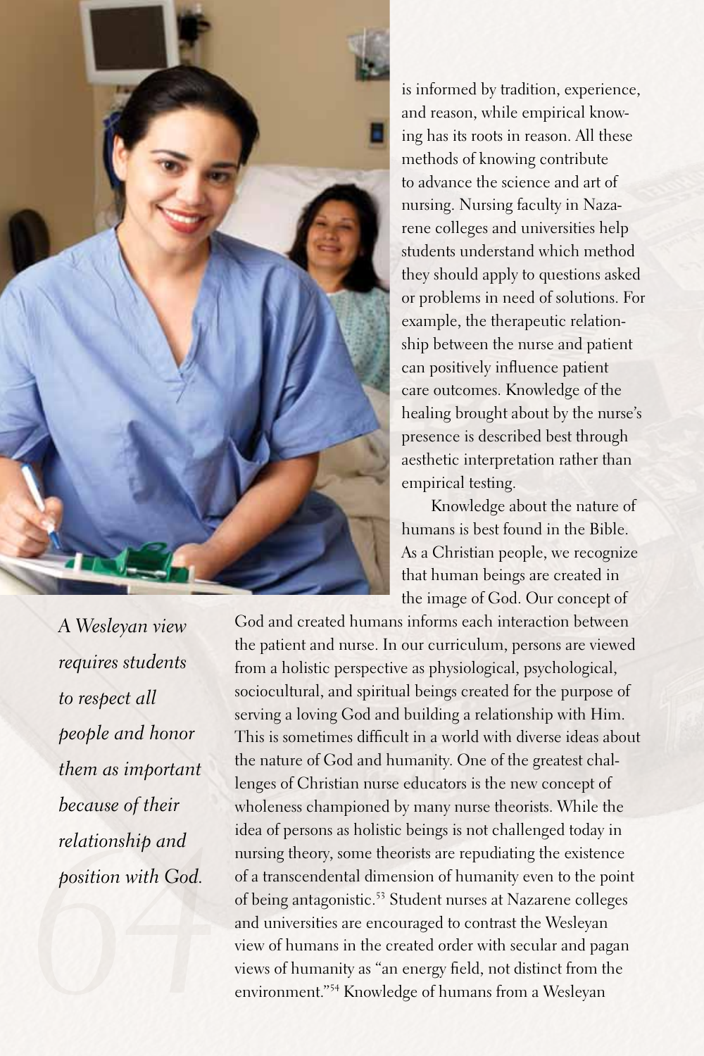is informed by tradition, experience, and reason, while empirical knowing has its roots in reason. All these methods of knowing contribute to advance the science and art of nursing. Nursing faculty in Nazarene colleges and universities help students understand which method they should apply to questions asked or problems in need of solutions. For example, the therapeutic relationship between the nurse and patient can positively influence patient care outcomes. Knowledge of the healing brought about by the nurse's presence is described best through aesthetic interpretation rather than empirical testing.

Knowledge about the nature of humans is best found in the Bible. As a Christian people, we recognize that human beings are created in the image of God. Our concept of God and created humans informs each interaction between the patient and nurse. In our curriculum, persons are viewed from a holistic perspective as physiological, psychological, sociocultural, and spiritual beings created for the purpose of serving a loving God and building a relationship with Him. This is sometimes difficult in a world with diverse ideas about the nature of God and humanity. One of the greatest challenges of Christian nurse educators is the new concept of wholeness championed by many nurse theorists. While the idea of persons as holistic beings is not challenged today in nursing theory, some theorists are repudiating the existence of a transcendental dimension of humanity even to the point of being antagonistic.[53] Student nurses at Nazarene colleges and universities are encouraged to contrast the Wesleyan view of humans in the created order with secular and pagan views of humanity as "an energy field, not distinct from the environment."[54] Knowledge of humans from a Wesleyan

*A Wesleyan view requires students to respect all people and honor them as important because of their relationship and position with God.*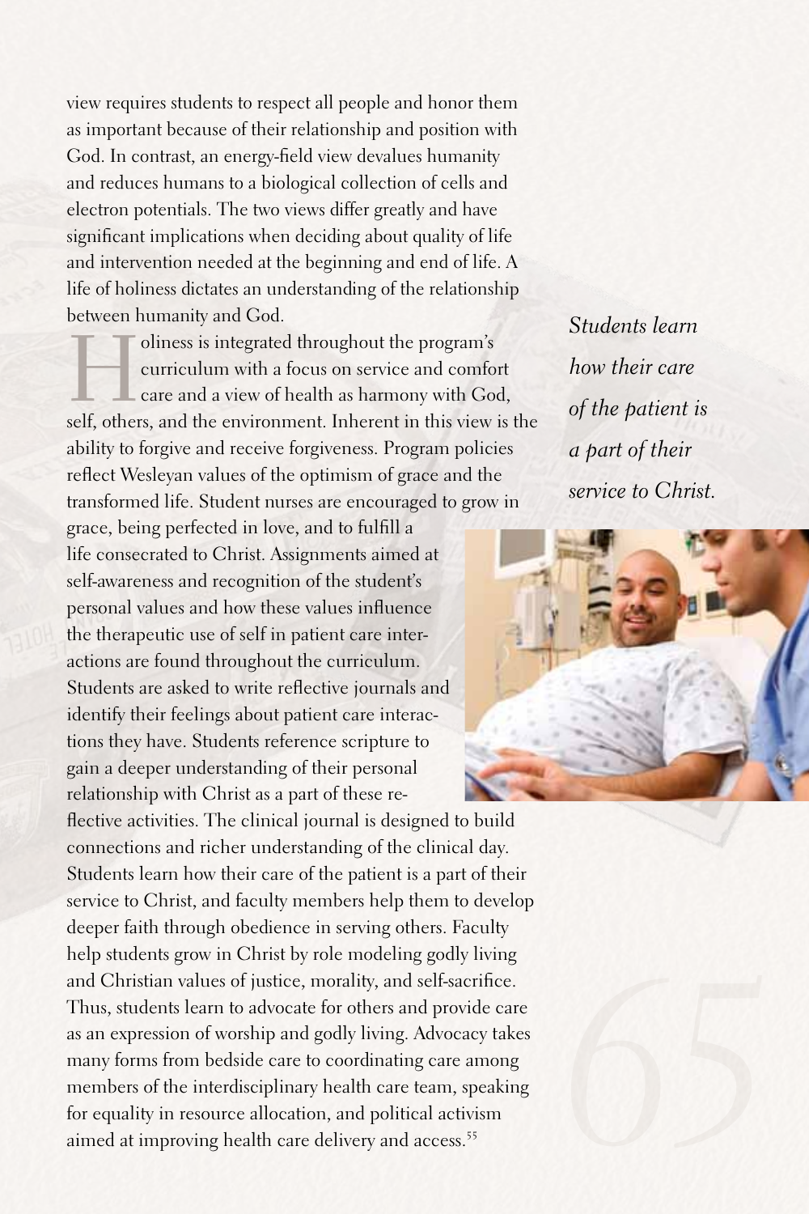view requires students to respect all people and honor them as important because of their relationship and position with God. In contrast, an energy-field view devalues humanity and reduces humans to a biological collection of cells and electron potentials. The two views differ greatly and have significant implications when deciding about quality of life and intervention needed at the beginning and end of life. A life of holiness dictates an understanding of the relationship between humanity and God.

Holiness is integrated throughout the program's curriculum with a focus on service and comfort care and a view of health as harmony with God, self, others, and the environment. Inherent in this view is the ability to forgive and receive forgiveness. Program policies reflect Wesleyan values of the optimism of grace and the transformed life. Student nurses are encouraged to grow in grace, being perfected in love, and to fulfill a life consecrated to Christ. Assignments aimed at self-awareness and recognition of the student's personal values and how these values influence the therapeutic use of self in patient care interactions are found throughout the curriculum. Students are asked to write reflective journals and identify their feelings about patient care interactions they have. Students reference scripture to gain a deeper understanding of their personal relationship with Christ as a part of these reflective activities. The clinical journal is designed to build connections and richer understanding of the clinical day. Students learn how their care of the patient is a part of their service to Christ, and faculty members help them to develop deeper faith through obedience in serving others. Faculty help students grow in Christ by role modeling godly living and Christian values of justice, morality, and self-sacrifice. Thus, students learn to advocate for others and provide care as an expression of worship and godly living. Advocacy takes many forms from bedside care to coordinating care among members of the interdisciplinary health care team, speaking for equality in resource allocation, and political activism aimed at improving health care delivery and access.[55]

*Students learn how their care of the patient is a part of their service to Christ.*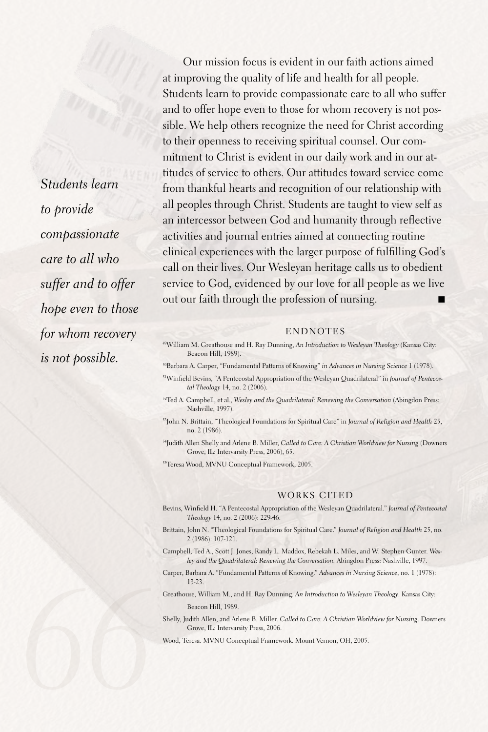*Students learn to provide compassionate care to all who suffer and to offer hope even to those for whom recovery is not possible.*

Our mission focus is evident in our faith actions aimed at improving the quality of life and health for all people. Students learn to provide compassionate care to all who suffer and to offer hope even to those for whom recovery is not possible. We help others recognize the need for Christ according to their openness to receiving spiritual counsel. Our commitment to Christ is evident in our daily work and in our attitudes of service to others. Our attitudes toward service come from thankful hearts and recognition of our relationship with all peoples through Christ. Students are taught to view self as an intercessor between God and humanity through reflective activities and journal entries aimed at connecting routine clinical experiences with the larger purpose of fulfilling God's call on their lives. Our Wesleyan heritage calls us to obedient service to God, evidenced by our love for all people as we live out our faith through the profession of nursing. ■

## ENDNOTES

[49]William M. Greathouse and H. Ray Dunning, *An Introduction to Wesleyan Theology* (Kansas City: Beacon Hill, 1989).

[50]Barbara A. Carper, "Fundamental Patterns of Knowing" *in Advances in Nursing Science* 1 (1978).

[51]Winfield Bevins, "A Pentecostal Appropriation of the Wesleyan Quadrilateral" in *Journal of Pentecostal Theology* 14, no. 2 (2006).

[52]Ted A. Campbell, et al., *Wesley and the Quadrilateral: Renewing the Conversation* (Abingdon Press: Nashville, 1997).

[53]John N. Brittain, "Theological Foundations for Spiritual Care" in *Journal of Religion and Health* 25, no. 2 (1986).

[54]Judith Allen Shelly and Arlene B. Miller, *Called to Care: A Christian Worldview for Nursing* (Downers Grove, IL: Intervarsity Press, 2006), 65.

[55]Teresa Wood, MVNU Conceptual Framework, 2005.

## WORKS CITED

Bevins, Winfield H. "A Pentecostal Appropriation of the Wesleyan Quadrilateral." *Journal of Pentecostal Theology* 14, no. 2 (2006): 229-46.

Brittain, John N. "Theological Foundations for Spiritual Care." *Journal of Religion and Health* 25, no. 2 (1986): 107-121.

Campbell, Ted A., Scott J. Jones, Randy L. Maddox, Rebekah L. Miles, and W. Stephen Gunter. *Wesley and the Quadrilateral: Renewing the Conversation.* Abingdon Press: Nashville, 1997.

Carper, Barbara A. "Fundamental Patterns of Knowing." *Advances in Nursing Science*, no. 1 (1978): 13-23.

Greathouse, William M., and H. Ray Dunning. *An Introduction to Wesleyan Theology.* Kansas City: Beacon Hill, 1989.

Shelly, Judith Allen, and Arlene B. Miller. *Called to Care: A Christian Worldview for Nursing*. Downers Grove, IL: Intervarsity Press, 2006.

Wood, Teresa. MVNU Conceptual Framework. Mount Vernon, OH, 2005.